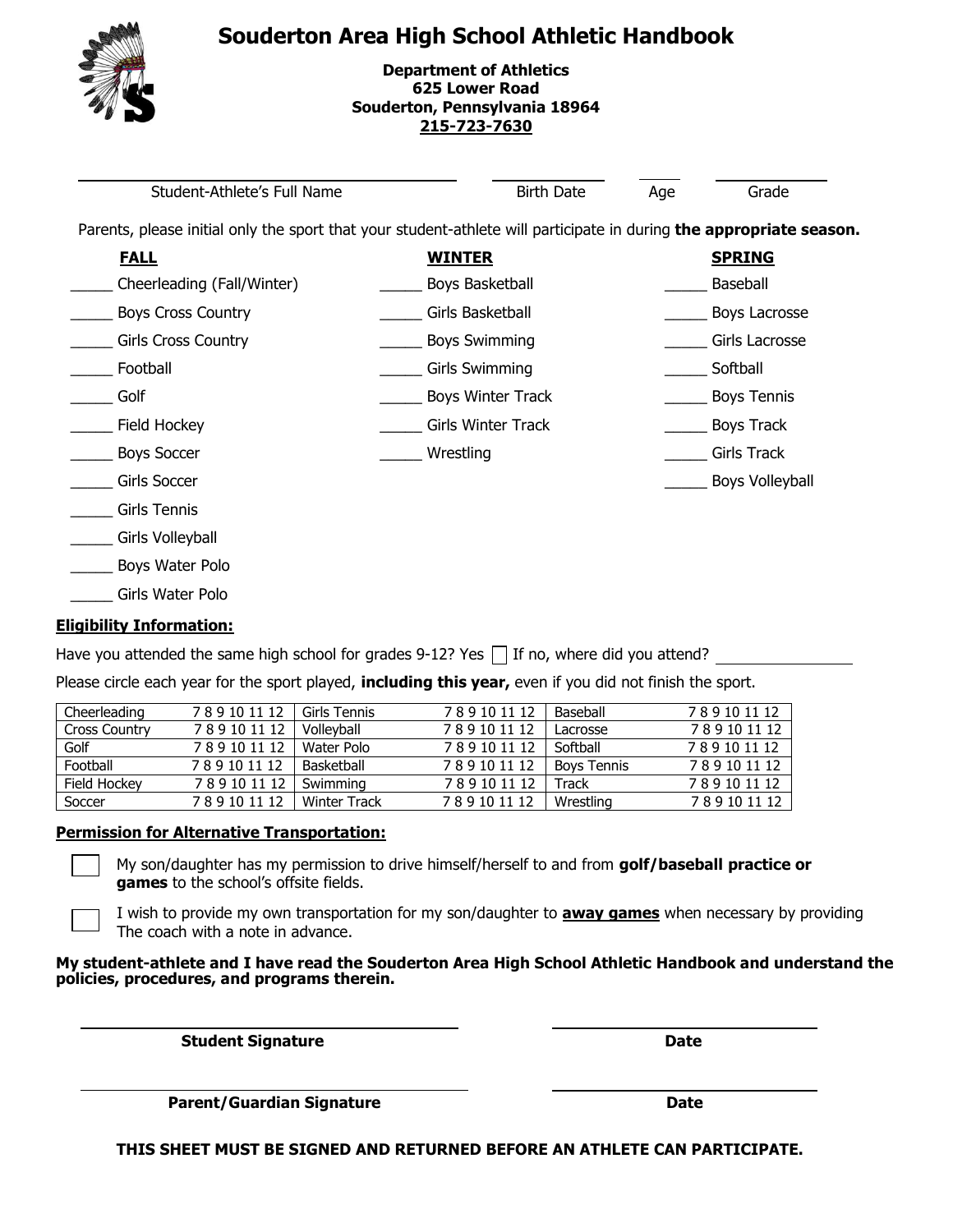# Souderton Area High School Athletic Handbook

**Department of Athletics**
**625 Lower Road**
**Souderton, Pennsylvania 18964**
**215-723-7630**

______________________ Student-Athlete's Full Name ______________ Birth Date ______ Age ______ Grade

Parents, please initial only the sport that your student-athlete will participate in during **the appropriate season.**

**FALL**

- _____ Cheerleading (Fall/Winter)
- _____ Boys Cross Country
- _____ Girls Cross Country
- _____ Football
- _____ Golf
- _____ Field Hockey
- _____ Boys Soccer
- _____ Girls Soccer
- _____ Girls Tennis
- _____ Girls Volleyball
- _____ Boys Water Polo
- _____ Girls Water Polo

**WINTER**

- _____ Boys Basketball
- _____ Girls Basketball
- _____ Boys Swimming
- _____ Girls Swimming
- _____ Boys Winter Track
- _____ Girls Winter Track
- _____ Wrestling

**SPRING**

- _____ Baseball
- _____ Boys Lacrosse
- _____ Girls Lacrosse
- _____ Softball
- _____ Boys Tennis
- _____ Boys Track
- _____ Girls Track
- _____ Boys Volleyball

**Eligibility Information:**

Have you attended the same high school for grades 9-12? Yes ☐ If no, where did you attend? ______________

Please circle each year for the sport played, **including this year,** even if you did not finish the sport.

| Cheerleading | 7 8 9 10 11 12 | Girls Tennis | 7 8 9 10 11 12 | Baseball | 7 8 9 10 11 12 |
|---|---|---|---|---|---|
| Cross Country | 7 8 9 10 11 12 | Volleyball | 7 8 9 10 11 12 | Lacrosse | 7 8 9 10 11 12 |
| Golf | 7 8 9 10 11 12 | Water Polo | 7 8 9 10 11 12 | Softball | 7 8 9 10 11 12 |
| Football | 7 8 9 10 11 12 | Basketball | 7 8 9 10 11 12 | Boys Tennis | 7 8 9 10 11 12 |
| Field Hockey | 7 8 9 10 11 12 | Swimming | 7 8 9 10 11 12 | Track | 7 8 9 10 11 12 |
| Soccer | 7 8 9 10 11 12 | Winter Track | 7 8 9 10 11 12 | Wrestling | 7 8 9 10 11 12 |

**Permission for Alternative Transportation:**

☐ My son/daughter has my permission to drive himself/herself to and from **golf/baseball practice or games** to the school's offsite fields.

☐ I wish to provide my own transportation for my son/daughter to **away games** when necessary by providing The coach with a note in advance.

**My student-athlete and I have read the Souderton Area High School Athletic Handbook and understand the policies, procedures, and programs therein.**

______________________ **Student Signature** ______________ **Date**

______________________ **Parent/Guardian Signature** ______________ **Date**

**THIS SHEET MUST BE SIGNED AND RETURNED BEFORE AN ATHLETE CAN PARTICIPATE.**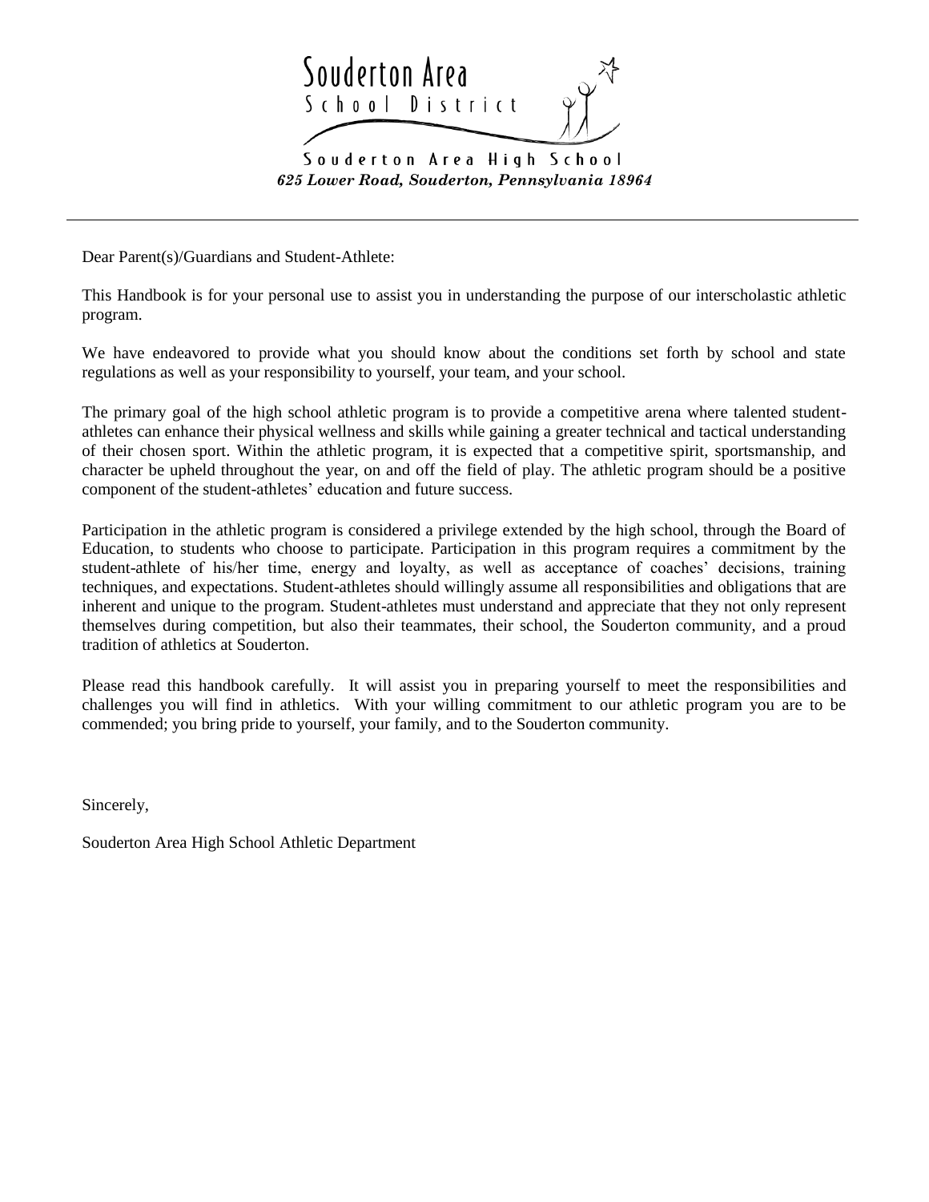Souderton Area School District

Souderton Area High School
*625 Lower Road, Souderton, Pennsylvania 18964*

---

Dear Parent(s)/Guardians and Student-Athlete:

This Handbook is for your personal use to assist you in understanding the purpose of our interscholastic athletic program.

We have endeavored to provide what you should know about the conditions set forth by school and state regulations as well as your responsibility to yourself, your team, and your school.

The primary goal of the high school athletic program is to provide a competitive arena where talented student-athletes can enhance their physical wellness and skills while gaining a greater technical and tactical understanding of their chosen sport. Within the athletic program, it is expected that a competitive spirit, sportsmanship, and character be upheld throughout the year, on and off the field of play. The athletic program should be a positive component of the student-athletes' education and future success.

Participation in the athletic program is considered a privilege extended by the high school, through the Board of Education, to students who choose to participate. Participation in this program requires a commitment by the student-athlete of his/her time, energy and loyalty, as well as acceptance of coaches' decisions, training techniques, and expectations. Student-athletes should willingly assume all responsibilities and obligations that are inherent and unique to the program. Student-athletes must understand and appreciate that they not only represent themselves during competition, but also their teammates, their school, the Souderton community, and a proud tradition of athletics at Souderton.

Please read this handbook carefully. It will assist you in preparing yourself to meet the responsibilities and challenges you will find in athletics. With your willing commitment to our athletic program you are to be commended; you bring pride to yourself, your family, and to the Souderton community.

Sincerely,

Souderton Area High School Athletic Department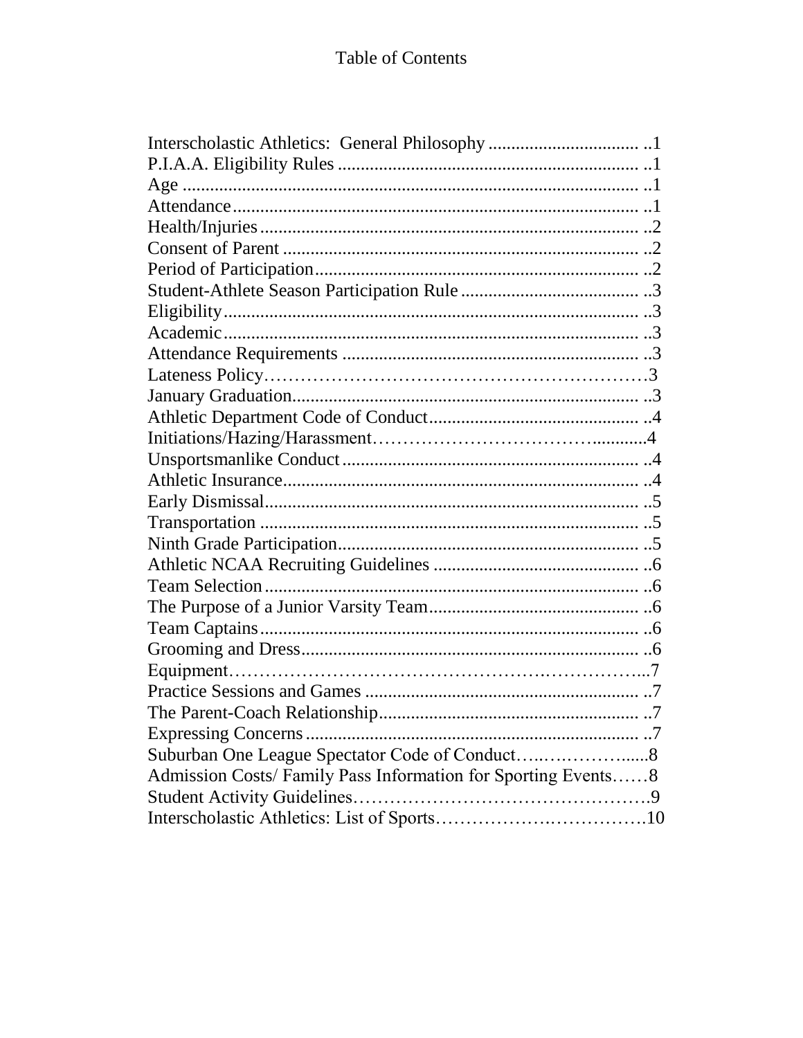# Table of Contents

Interscholastic Athletics: General Philosophy ................................. ..1
P.I.A.A. Eligibility Rules ................................................................. ..1
Age ................................................................................................. ..1
Attendance ....................................................................................... ..1
Health/Injuries ................................................................................. ..2
Consent of Parent ............................................................................ ..2
Period of Participation ..................................................................... ..2
Student-Athlete Season Participation Rule ...................................... ..3
Eligibility ......................................................................................... ..3
Academic ......................................................................................... ..3
Attendance Requirements ................................................................ ..3
Lateness Policy…………………………………………………3
January Graduation.......................................................................... ..3
Athletic Department Code of Conduct ............................................. ..4
Initiations/Hazing/Harassment…………………………….........4
Unsportsmanlike Conduct ................................................................ ..4
Athletic Insurance ............................................................................ ..4
Early Dismissal ................................................................................ ..5
Transportation ................................................................................. ..5
Ninth Grade Participation ................................................................ ..5
Athletic NCAA Recruiting Guidelines ............................................ ..6
Team Selection ................................................................................ ..6
The Purpose of a Junior Varsity Team ............................................. ..6
Team Captains ................................................................................. ..6
Grooming and Dress ........................................................................ ..6
Equipment…………………………………………….…………...7
Practice Sessions and Games ........................................................... ..7
The Parent-Coach Relationship ........................................................ ..7
Expressing Concerns ........................................................................ ..7
Suburban One League Spectator Code of Conduct…..……………......8
Admission Costs/ Family Pass Information for Sporting Events……8
Student Activity Guidelines……………………………………….9
Interscholastic Athletics: List of Sports……………….…………….10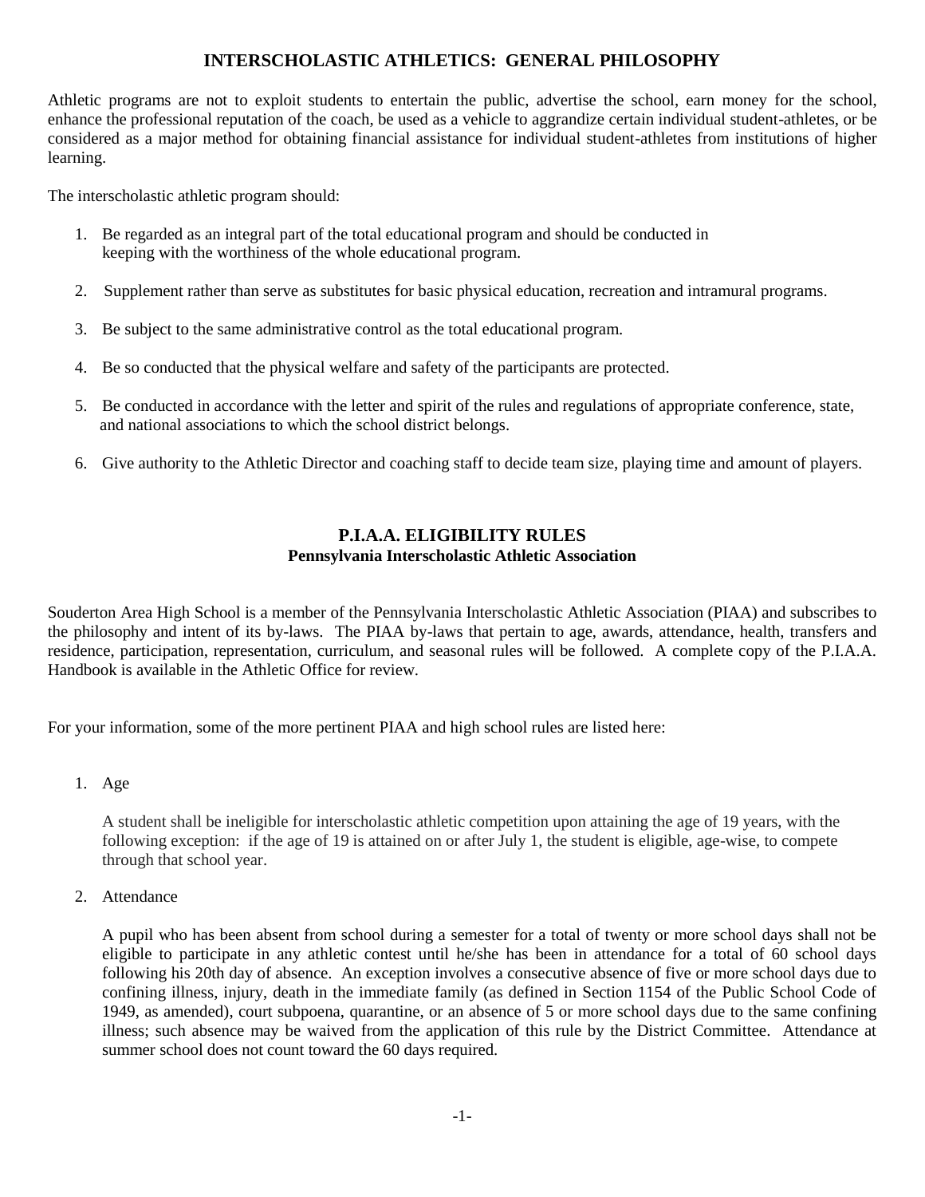## INTERSCHOLASTIC ATHLETICS: GENERAL PHILOSOPHY

Athletic programs are not to exploit students to entertain the public, advertise the school, earn money for the school, enhance the professional reputation of the coach, be used as a vehicle to aggrandize certain individual student-athletes, or be considered as a major method for obtaining financial assistance for individual student-athletes from institutions of higher learning.

The interscholastic athletic program should:

1. Be regarded as an integral part of the total educational program and should be conducted in keeping with the worthiness of the whole educational program.
2. Supplement rather than serve as substitutes for basic physical education, recreation and intramural programs.
3. Be subject to the same administrative control as the total educational program.
4. Be so conducted that the physical welfare and safety of the participants are protected.
5. Be conducted in accordance with the letter and spirit of the rules and regulations of appropriate conference, state, and national associations to which the school district belongs.
6. Give authority to the Athletic Director and coaching staff to decide team size, playing time and amount of players.

## P.I.A.A. ELIGIBILITY RULES

### Pennsylvania Interscholastic Athletic Association

Souderton Area High School is a member of the Pennsylvania Interscholastic Athletic Association (PIAA) and subscribes to the philosophy and intent of its by-laws. The PIAA by-laws that pertain to age, awards, attendance, health, transfers and residence, participation, representation, curriculum, and seasonal rules will be followed. A complete copy of the P.I.A.A. Handbook is available in the Athletic Office for review.

For your information, some of the more pertinent PIAA and high school rules are listed here:

1. Age

   A student shall be ineligible for interscholastic athletic competition upon attaining the age of 19 years, with the following exception: if the age of 19 is attained on or after July 1, the student is eligible, age-wise, to compete through that school year.

2. Attendance

   A pupil who has been absent from school during a semester for a total of twenty or more school days shall not be eligible to participate in any athletic contest until he/she has been in attendance for a total of 60 school days following his 20th day of absence. An exception involves a consecutive absence of five or more school days due to confining illness, injury, death in the immediate family (as defined in Section 1154 of the Public School Code of 1949, as amended), court subpoena, quarantine, or an absence of 5 or more school days due to the same confining illness; such absence may be waived from the application of this rule by the District Committee. Attendance at summer school does not count toward the 60 days required.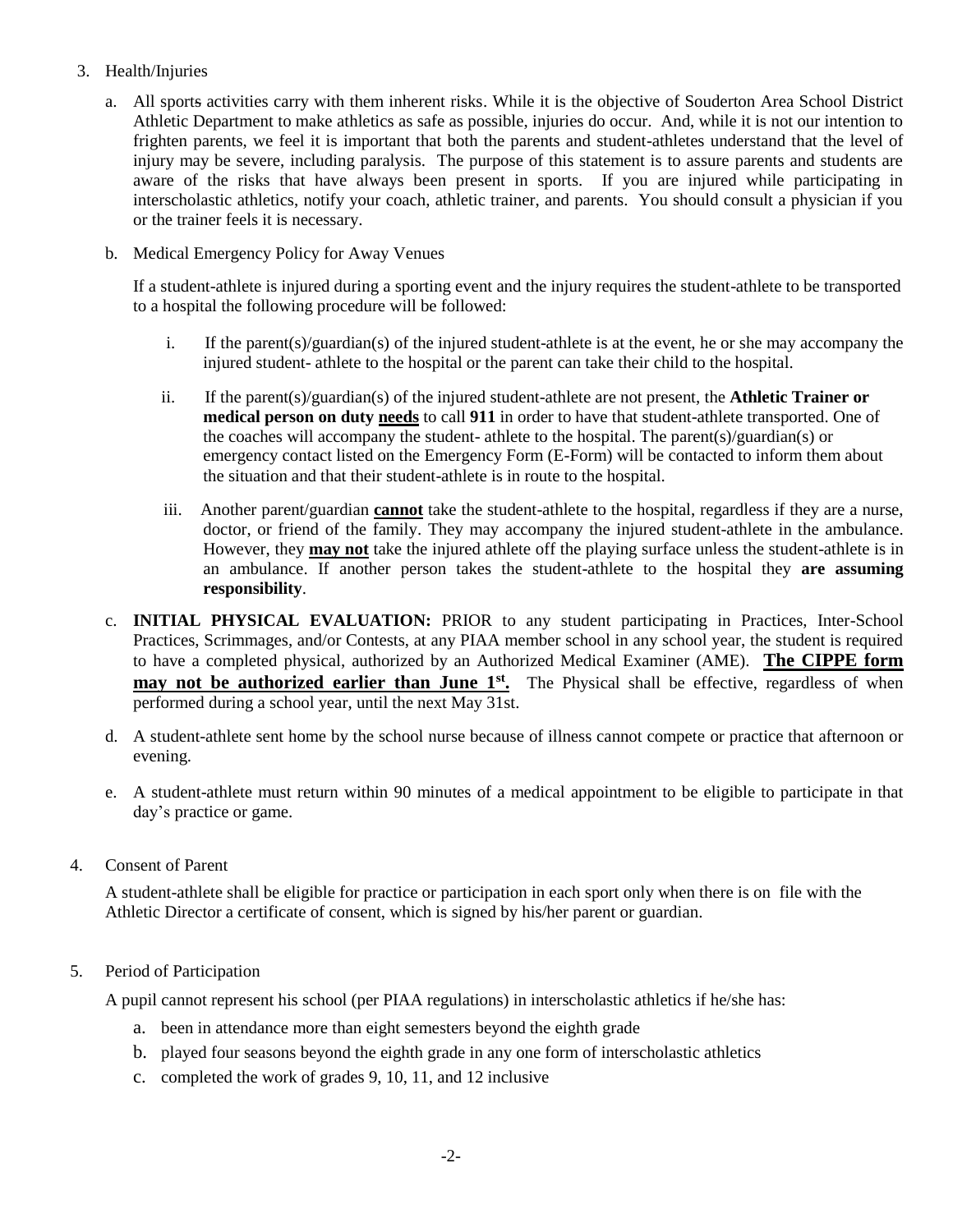3. Health/Injuries

   a. All sports activities carry with them inherent risks. While it is the objective of Souderton Area School District Athletic Department to make athletics as safe as possible, injuries do occur. And, while it is not our intention to frighten parents, we feel it is important that both the parents and student-athletes understand that the level of injury may be severe, including paralysis. The purpose of this statement is to assure parents and students are aware of the risks that have always been present in sports. If you are injured while participating in interscholastic athletics, notify your coach, athletic trainer, and parents. You should consult a physician if you or the trainer feels it is necessary.

   b. Medical Emergency Policy for Away Venues

      If a student-athlete is injured during a sporting event and the injury requires the student-athlete to be transported to a hospital the following procedure will be followed:

      i. If the parent(s)/guardian(s) of the injured student-athlete is at the event, he or she may accompany the injured student- athlete to the hospital or the parent can take their child to the hospital.

      ii. If the parent(s)/guardian(s) of the injured student-athlete are not present, the **Athletic Trainer or medical person on duty <u>needs</u>** to call **911** in order to have that student-athlete transported. One of the coaches will accompany the student- athlete to the hospital. The parent(s)/guardian(s) or emergency contact listed on the Emergency Form (E-Form) will be contacted to inform them about the situation and that their student-athlete is in route to the hospital.

      iii. Another parent/guardian **<u>cannot</u>** take the student-athlete to the hospital, regardless if they are a nurse, doctor, or friend of the family. They may accompany the injured student-athlete in the ambulance. However, they **<u>may not</u>** take the injured athlete off the playing surface unless the student-athlete is in an ambulance. If another person takes the student-athlete to the hospital they **are assuming responsibility**.

   c. **INITIAL PHYSICAL EVALUATION:** PRIOR to any student participating in Practices, Inter-School Practices, Scrimmages, and/or Contests, at any PIAA member school in any school year, the student is required to have a completed physical, authorized by an Authorized Medical Examiner (AME). **<u>The CIPPE form may not be authorized earlier than June 1st.</u>** The Physical shall be effective, regardless of when performed during a school year, until the next May 31st.

   d. A student-athlete sent home by the school nurse because of illness cannot compete or practice that afternoon or evening.

   e. A student-athlete must return within 90 minutes of a medical appointment to be eligible to participate in that day's practice or game.

4. Consent of Parent

   A student-athlete shall be eligible for practice or participation in each sport only when there is on file with the Athletic Director a certificate of consent, which is signed by his/her parent or guardian.

5. Period of Participation

   A pupil cannot represent his school (per PIAA regulations) in interscholastic athletics if he/she has:

   a. been in attendance more than eight semesters beyond the eighth grade
   b. played four seasons beyond the eighth grade in any one form of interscholastic athletics
   c. completed the work of grades 9, 10, 11, and 12 inclusive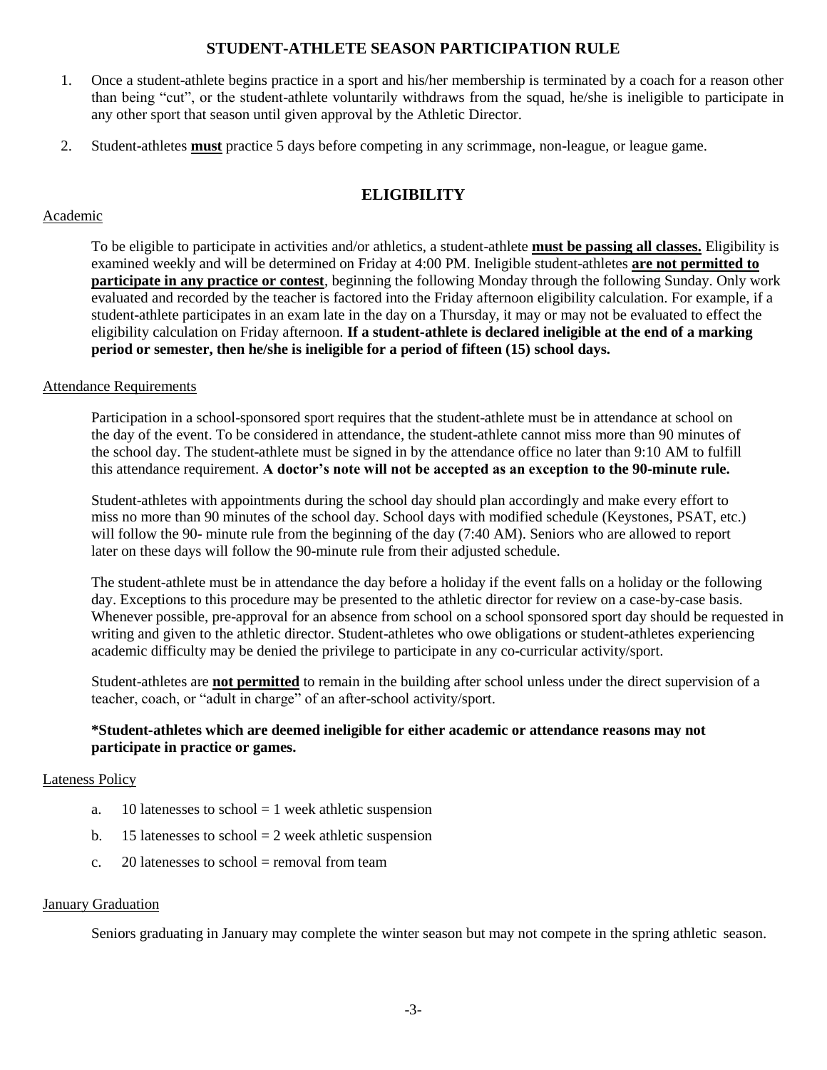## STUDENT-ATHLETE SEASON PARTICIPATION RULE

1. Once a student-athlete begins practice in a sport and his/her membership is terminated by a coach for a reason other than being "cut", or the student-athlete voluntarily withdraws from the squad, he/she is ineligible to participate in any other sport that season until given approval by the Athletic Director.
2. Student-athletes **must** practice 5 days before competing in any scrimmage, non-league, or league game.

## ELIGIBILITY

### Academic

To be eligible to participate in activities and/or athletics, a student-athlete **must be passing all classes.** Eligibility is examined weekly and will be determined on Friday at 4:00 PM. Ineligible student-athletes **are not permitted to participate in any practice or contest**, beginning the following Monday through the following Sunday. Only work evaluated and recorded by the teacher is factored into the Friday afternoon eligibility calculation. For example, if a student-athlete participates in an exam late in the day on a Thursday, it may or may not be evaluated to effect the eligibility calculation on Friday afternoon. **If a student-athlete is declared ineligible at the end of a marking period or semester, then he/she is ineligible for a period of fifteen (15) school days.**

### Attendance Requirements

Participation in a school-sponsored sport requires that the student-athlete must be in attendance at school on the day of the event. To be considered in attendance, the student-athlete cannot miss more than 90 minutes of the school day. The student-athlete must be signed in by the attendance office no later than 9:10 AM to fulfill this attendance requirement. **A doctor's note will not be accepted as an exception to the 90-minute rule.**

Student-athletes with appointments during the school day should plan accordingly and make every effort to miss no more than 90 minutes of the school day. School days with modified schedule (Keystones, PSAT, etc.) will follow the 90- minute rule from the beginning of the day (7:40 AM). Seniors who are allowed to report later on these days will follow the 90-minute rule from their adjusted schedule.

The student-athlete must be in attendance the day before a holiday if the event falls on a holiday or the following day. Exceptions to this procedure may be presented to the athletic director for review on a case-by-case basis. Whenever possible, pre-approval for an absence from school on a school sponsored sport day should be requested in writing and given to the athletic director. Student-athletes who owe obligations or student-athletes experiencing academic difficulty may be denied the privilege to participate in any co-curricular activity/sport.

Student-athletes are **not permitted** to remain in the building after school unless under the direct supervision of a teacher, coach, or "adult in charge" of an after-school activity/sport.

**\*Student-athletes which are deemed ineligible for either academic or attendance reasons may not participate in practice or games.**

### Lateness Policy

a. 10 latenesses to school = 1 week athletic suspension

b. 15 latenesses to school = 2 week athletic suspension

c. 20 latenesses to school = removal from team

### January Graduation

Seniors graduating in January may complete the winter season but may not compete in the spring athletic season.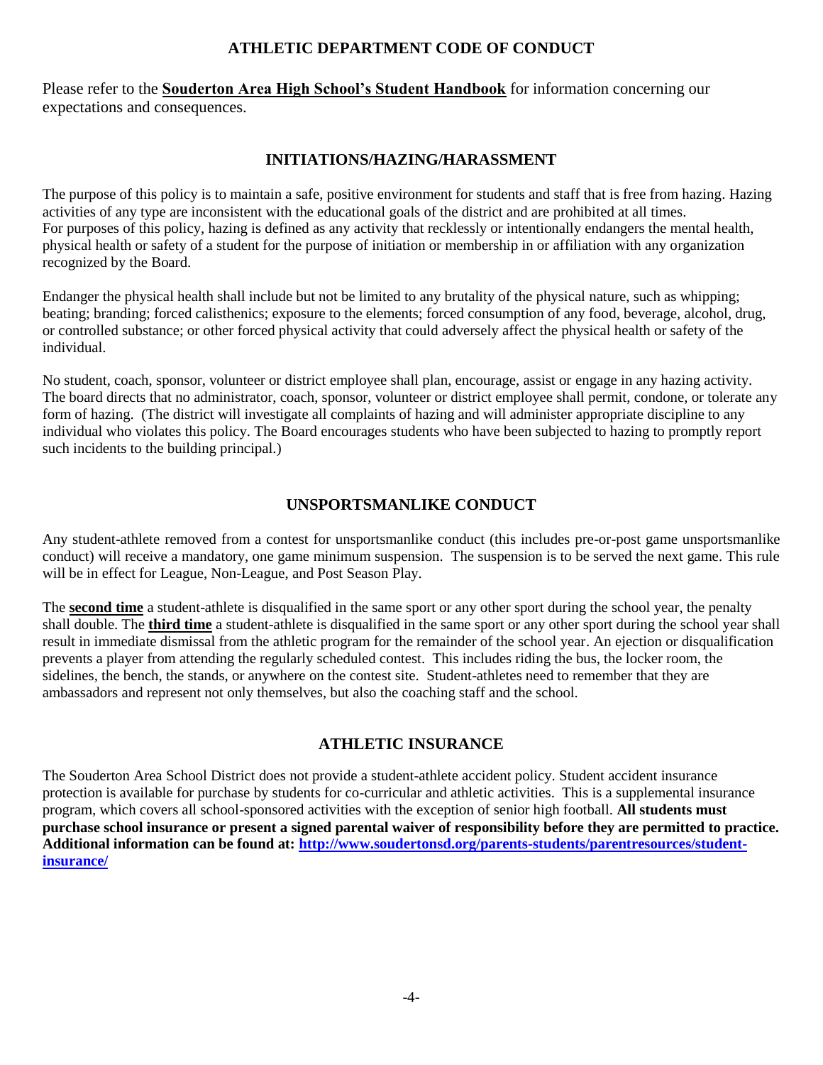## ATHLETIC DEPARTMENT CODE OF CONDUCT

Please refer to the **Souderton Area High School's Student Handbook** for information concerning our expectations and consequences.

## INITIATIONS/HAZING/HARASSMENT

The purpose of this policy is to maintain a safe, positive environment for students and staff that is free from hazing. Hazing activities of any type are inconsistent with the educational goals of the district and are prohibited at all times. For purposes of this policy, hazing is defined as any activity that recklessly or intentionally endangers the mental health, physical health or safety of a student for the purpose of initiation or membership in or affiliation with any organization recognized by the Board.

Endanger the physical health shall include but not be limited to any brutality of the physical nature, such as whipping; beating; branding; forced calisthenics; exposure to the elements; forced consumption of any food, beverage, alcohol, drug, or controlled substance; or other forced physical activity that could adversely affect the physical health or safety of the individual.

No student, coach, sponsor, volunteer or district employee shall plan, encourage, assist or engage in any hazing activity. The board directs that no administrator, coach, sponsor, volunteer or district employee shall permit, condone, or tolerate any form of hazing. (The district will investigate all complaints of hazing and will administer appropriate discipline to any individual who violates this policy. The Board encourages students who have been subjected to hazing to promptly report such incidents to the building principal.)

## UNSPORTSMANLIKE CONDUCT

Any student-athlete removed from a contest for unsportsmanlike conduct (this includes pre-or-post game unsportsmanlike conduct) will receive a mandatory, one game minimum suspension. The suspension is to be served the next game. This rule will be in effect for League, Non-League, and Post Season Play.

The **second time** a student-athlete is disqualified in the same sport or any other sport during the school year, the penalty shall double. The **third time** a student-athlete is disqualified in the same sport or any other sport during the school year shall result in immediate dismissal from the athletic program for the remainder of the school year. An ejection or disqualification prevents a player from attending the regularly scheduled contest. This includes riding the bus, the locker room, the sidelines, the bench, the stands, or anywhere on the contest site. Student-athletes need to remember that they are ambassadors and represent not only themselves, but also the coaching staff and the school.

## ATHLETIC INSURANCE

The Souderton Area School District does not provide a student-athlete accident policy. Student accident insurance protection is available for purchase by students for co-curricular and athletic activities. This is a supplemental insurance program, which covers all school-sponsored activities with the exception of senior high football. **All students must purchase school insurance or present a signed parental waiver of responsibility before they are permitted to practice. Additional information can be found at: http://www.soudertonsd.org/parents-students/parentresources/student-insurance/**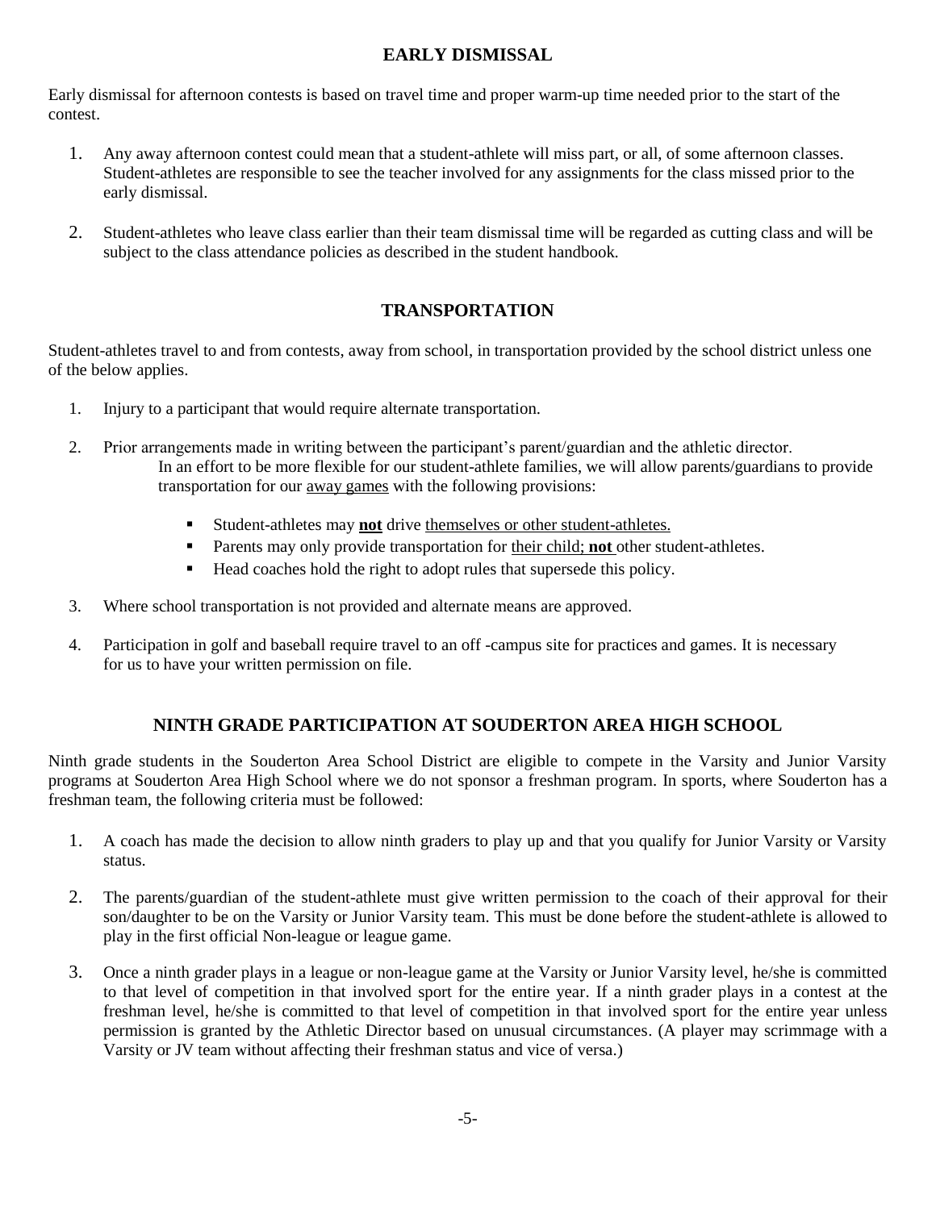## EARLY DISMISSAL

Early dismissal for afternoon contests is based on travel time and proper warm-up time needed prior to the start of the contest.

1. Any away afternoon contest could mean that a student-athlete will miss part, or all, of some afternoon classes. Student-athletes are responsible to see the teacher involved for any assignments for the class missed prior to the early dismissal.

2. Student-athletes who leave class earlier than their team dismissal time will be regarded as cutting class and will be subject to the class attendance policies as described in the student handbook.

## TRANSPORTATION

Student-athletes travel to and from contests, away from school, in transportation provided by the school district unless one of the below applies.

1. Injury to a participant that would require alternate transportation.

2. Prior arrangements made in writing between the participant's parent/guardian and the athletic director.
   In an effort to be more flexible for our student-athlete families, we will allow parents/guardians to provide transportation for our <u>away games</u> with the following provisions:

   - Student-athletes may <u>**not**</u> drive <u>themselves or other student-athletes.</u>
   - Parents may only provide transportation for <u>their child; **not**</u> other student-athletes.
   - Head coaches hold the right to adopt rules that supersede this policy.

3. Where school transportation is not provided and alternate means are approved.

4. Participation in golf and baseball require travel to an off -campus site for practices and games. It is necessary for us to have your written permission on file.

## NINTH GRADE PARTICIPATION AT SOUDERTON AREA HIGH SCHOOL

Ninth grade students in the Souderton Area School District are eligible to compete in the Varsity and Junior Varsity programs at Souderton Area High School where we do not sponsor a freshman program. In sports, where Souderton has a freshman team, the following criteria must be followed:

1. A coach has made the decision to allow ninth graders to play up and that you qualify for Junior Varsity or Varsity status.

2. The parents/guardian of the student-athlete must give written permission to the coach of their approval for their son/daughter to be on the Varsity or Junior Varsity team. This must be done before the student-athlete is allowed to play in the first official Non-league or league game.

3. Once a ninth grader plays in a league or non-league game at the Varsity or Junior Varsity level, he/she is committed to that level of competition in that involved sport for the entire year. If a ninth grader plays in a contest at the freshman level, he/she is committed to that level of competition in that involved sport for the entire year unless permission is granted by the Athletic Director based on unusual circumstances. (A player may scrimmage with a Varsity or JV team without affecting their freshman status and vice of versa.)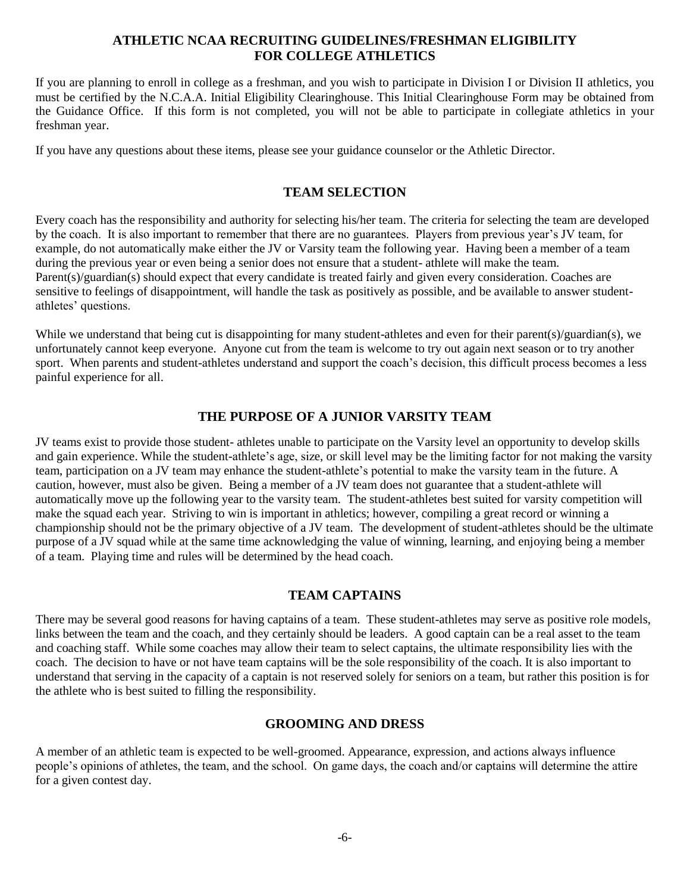## ATHLETIC NCAA RECRUITING GUIDELINES/FRESHMAN ELIGIBILITY FOR COLLEGE ATHLETICS

If you are planning to enroll in college as a freshman, and you wish to participate in Division I or Division II athletics, you must be certified by the N.C.A.A. Initial Eligibility Clearinghouse. This Initial Clearinghouse Form may be obtained from the Guidance Office. If this form is not completed, you will not be able to participate in collegiate athletics in your freshman year.

If you have any questions about these items, please see your guidance counselor or the Athletic Director.

## TEAM SELECTION

Every coach has the responsibility and authority for selecting his/her team. The criteria for selecting the team are developed by the coach. It is also important to remember that there are no guarantees. Players from previous year's JV team, for example, do not automatically make either the JV or Varsity team the following year. Having been a member of a team during the previous year or even being a senior does not ensure that a student- athlete will make the team. Parent(s)/guardian(s) should expect that every candidate is treated fairly and given every consideration. Coaches are sensitive to feelings of disappointment, will handle the task as positively as possible, and be available to answer student-athletes' questions.

While we understand that being cut is disappointing for many student-athletes and even for their parent(s)/guardian(s), we unfortunately cannot keep everyone. Anyone cut from the team is welcome to try out again next season or to try another sport. When parents and student-athletes understand and support the coach's decision, this difficult process becomes a less painful experience for all.

## THE PURPOSE OF A JUNIOR VARSITY TEAM

JV teams exist to provide those student- athletes unable to participate on the Varsity level an opportunity to develop skills and gain experience. While the student-athlete's age, size, or skill level may be the limiting factor for not making the varsity team, participation on a JV team may enhance the student-athlete's potential to make the varsity team in the future. A caution, however, must also be given. Being a member of a JV team does not guarantee that a student-athlete will automatically move up the following year to the varsity team. The student-athletes best suited for varsity competition will make the squad each year. Striving to win is important in athletics; however, compiling a great record or winning a championship should not be the primary objective of a JV team. The development of student-athletes should be the ultimate purpose of a JV squad while at the same time acknowledging the value of winning, learning, and enjoying being a member of a team. Playing time and rules will be determined by the head coach.

## TEAM CAPTAINS

There may be several good reasons for having captains of a team. These student-athletes may serve as positive role models, links between the team and the coach, and they certainly should be leaders. A good captain can be a real asset to the team and coaching staff. While some coaches may allow their team to select captains, the ultimate responsibility lies with the coach. The decision to have or not have team captains will be the sole responsibility of the coach. It is also important to understand that serving in the capacity of a captain is not reserved solely for seniors on a team, but rather this position is for the athlete who is best suited to filling the responsibility.

## GROOMING AND DRESS

A member of an athletic team is expected to be well-groomed. Appearance, expression, and actions always influence people's opinions of athletes, the team, and the school. On game days, the coach and/or captains will determine the attire for a given contest day.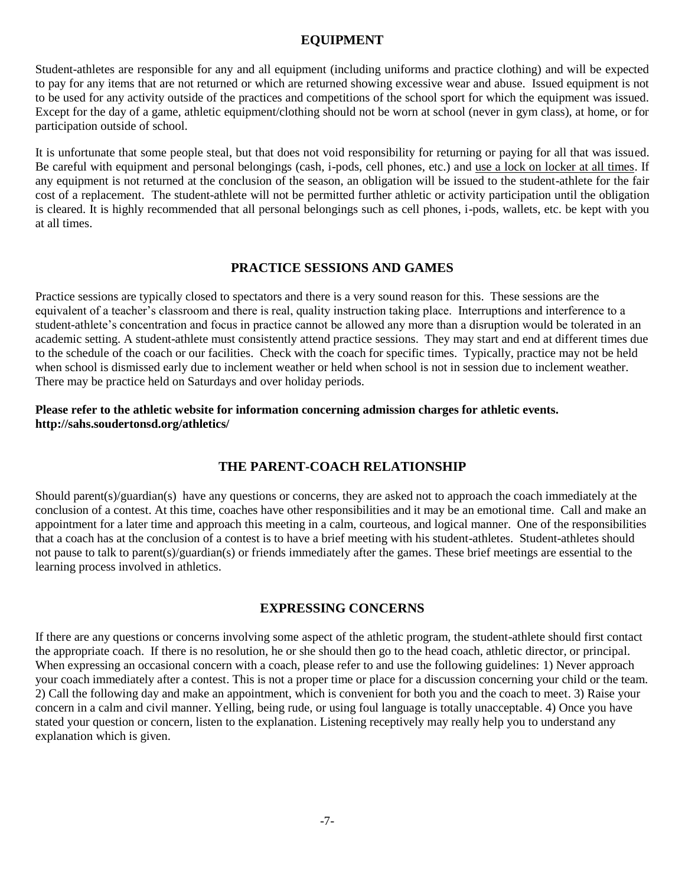## EQUIPMENT

Student-athletes are responsible for any and all equipment (including uniforms and practice clothing) and will be expected to pay for any items that are not returned or which are returned showing excessive wear and abuse. Issued equipment is not to be used for any activity outside of the practices and competitions of the school sport for which the equipment was issued. Except for the day of a game, athletic equipment/clothing should not be worn at school (never in gym class), at home, or for participation outside of school.

It is unfortunate that some people steal, but that does not void responsibility for returning or paying for all that was issued. Be careful with equipment and personal belongings (cash, i-pods, cell phones, etc.) and use a lock on locker at all times. If any equipment is not returned at the conclusion of the season, an obligation will be issued to the student-athlete for the fair cost of a replacement. The student-athlete will not be permitted further athletic or activity participation until the obligation is cleared. It is highly recommended that all personal belongings such as cell phones, i-pods, wallets, etc. be kept with you at all times.

## PRACTICE SESSIONS AND GAMES

Practice sessions are typically closed to spectators and there is a very sound reason for this. These sessions are the equivalent of a teacher's classroom and there is real, quality instruction taking place. Interruptions and interference to a student-athlete's concentration and focus in practice cannot be allowed any more than a disruption would be tolerated in an academic setting. A student-athlete must consistently attend practice sessions. They may start and end at different times due to the schedule of the coach or our facilities. Check with the coach for specific times. Typically, practice may not be held when school is dismissed early due to inclement weather or held when school is not in session due to inclement weather. There may be practice held on Saturdays and over holiday periods.

**Please refer to the athletic website for information concerning admission charges for athletic events. http://sahs.soudertonsd.org/athletics/**

## THE PARENT-COACH RELATIONSHIP

Should parent(s)/guardian(s) have any questions or concerns, they are asked not to approach the coach immediately at the conclusion of a contest. At this time, coaches have other responsibilities and it may be an emotional time. Call and make an appointment for a later time and approach this meeting in a calm, courteous, and logical manner. One of the responsibilities that a coach has at the conclusion of a contest is to have a brief meeting with his student-athletes. Student-athletes should not pause to talk to parent(s)/guardian(s) or friends immediately after the games. These brief meetings are essential to the learning process involved in athletics.

## EXPRESSING CONCERNS

If there are any questions or concerns involving some aspect of the athletic program, the student-athlete should first contact the appropriate coach. If there is no resolution, he or she should then go to the head coach, athletic director, or principal. When expressing an occasional concern with a coach, please refer to and use the following guidelines: 1) Never approach your coach immediately after a contest. This is not a proper time or place for a discussion concerning your child or the team. 2) Call the following day and make an appointment, which is convenient for both you and the coach to meet. 3) Raise your concern in a calm and civil manner. Yelling, being rude, or using foul language is totally unacceptable. 4) Once you have stated your question or concern, listen to the explanation. Listening receptively may really help you to understand any explanation which is given.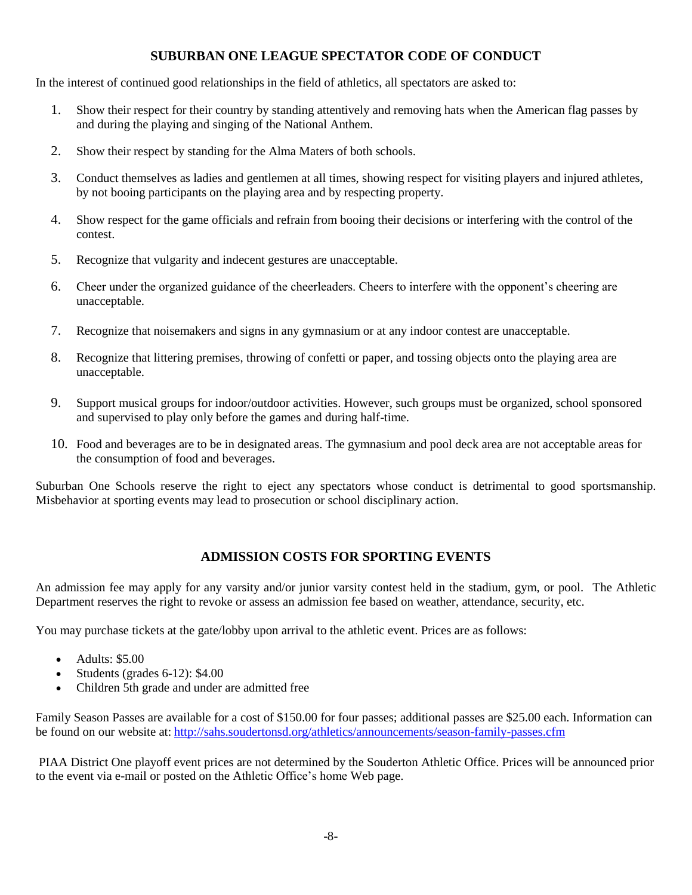## SUBURBAN ONE LEAGUE SPECTATOR CODE OF CONDUCT

In the interest of continued good relationships in the field of athletics, all spectators are asked to:

1. Show their respect for their country by standing attentively and removing hats when the American flag passes by and during the playing and singing of the National Anthem.
2. Show their respect by standing for the Alma Maters of both schools.
3. Conduct themselves as ladies and gentlemen at all times, showing respect for visiting players and injured athletes, by not booing participants on the playing area and by respecting property.
4. Show respect for the game officials and refrain from booing their decisions or interfering with the control of the contest.
5. Recognize that vulgarity and indecent gestures are unacceptable.
6. Cheer under the organized guidance of the cheerleaders. Cheers to interfere with the opponent's cheering are unacceptable.
7. Recognize that noisemakers and signs in any gymnasium or at any indoor contest are unacceptable.
8. Recognize that littering premises, throwing of confetti or paper, and tossing objects onto the playing area are unacceptable.
9. Support musical groups for indoor/outdoor activities. However, such groups must be organized, school sponsored and supervised to play only before the games and during half-time.
10. Food and beverages are to be in designated areas. The gymnasium and pool deck area are not acceptable areas for the consumption of food and beverages.

Suburban One Schools reserve the right to eject any spectators whose conduct is detrimental to good sportsmanship. Misbehavior at sporting events may lead to prosecution or school disciplinary action.

## ADMISSION COSTS FOR SPORTING EVENTS

An admission fee may apply for any varsity and/or junior varsity contest held in the stadium, gym, or pool. The Athletic Department reserves the right to revoke or assess an admission fee based on weather, attendance, security, etc.

You may purchase tickets at the gate/lobby upon arrival to the athletic event. Prices are as follows:

- Adults: $5.00
- Students (grades 6-12): $4.00
- Children 5th grade and under are admitted free

Family Season Passes are available for a cost of $150.00 for four passes; additional passes are $25.00 each. Information can be found on our website at: http://sahs.soudertonsd.org/athletics/announcements/season-family-passes.cfm

PIAA District One playoff event prices are not determined by the Souderton Athletic Office. Prices will be announced prior to the event via e-mail or posted on the Athletic Office's home Web page.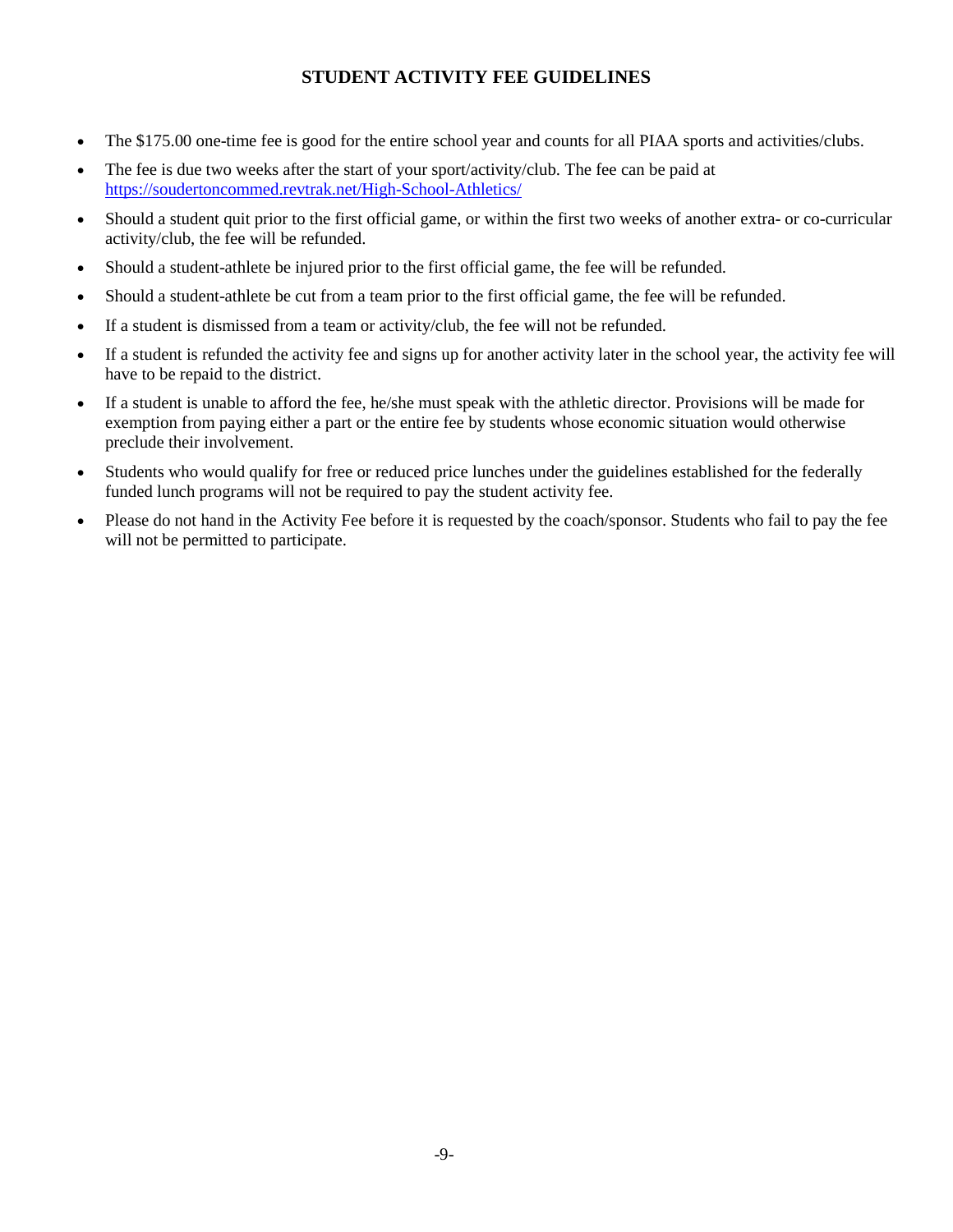# STUDENT ACTIVITY FEE GUIDELINES

- The $175.00 one-time fee is good for the entire school year and counts for all PIAA sports and activities/clubs.
- The fee is due two weeks after the start of your sport/activity/club. The fee can be paid at https://soudertoncommed.revtrak.net/High-School-Athletics/
- Should a student quit prior to the first official game, or within the first two weeks of another extra- or co-curricular activity/club, the fee will be refunded.
- Should a student-athlete be injured prior to the first official game, the fee will be refunded.
- Should a student-athlete be cut from a team prior to the first official game, the fee will be refunded.
- If a student is dismissed from a team or activity/club, the fee will not be refunded.
- If a student is refunded the activity fee and signs up for another activity later in the school year, the activity fee will have to be repaid to the district.
- If a student is unable to afford the fee, he/she must speak with the athletic director. Provisions will be made for exemption from paying either a part or the entire fee by students whose economic situation would otherwise preclude their involvement.
- Students who would qualify for free or reduced price lunches under the guidelines established for the federally funded lunch programs will not be required to pay the student activity fee.
- Please do not hand in the Activity Fee before it is requested by the coach/sponsor. Students who fail to pay the fee will not be permitted to participate.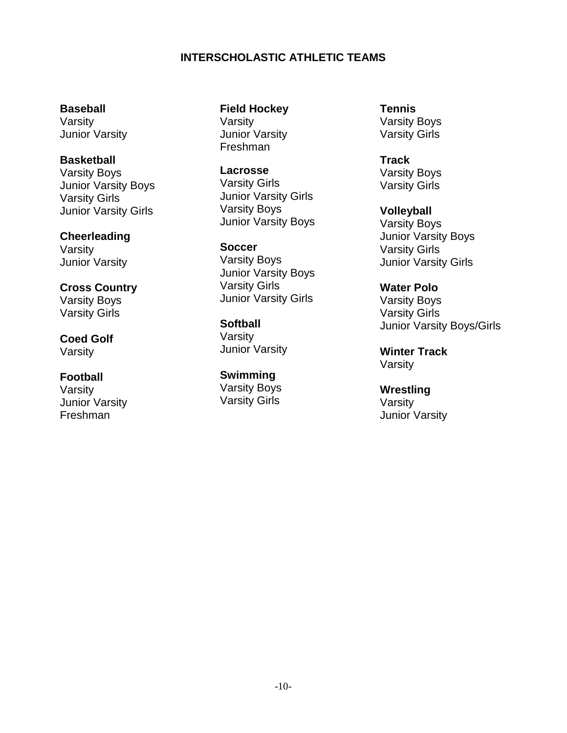## INTERSCHOLASTIC ATHLETIC TEAMS

**Baseball**
Varsity
Junior Varsity

**Basketball**
Varsity Boys
Junior Varsity Boys
Varsity Girls
Junior Varsity Girls

**Cheerleading**
Varsity
Junior Varsity

**Cross Country**
Varsity Boys
Varsity Girls

**Coed Golf**
Varsity

**Football**
Varsity
Junior Varsity
Freshman

**Field Hockey**
Varsity
Junior Varsity
Freshman

**Lacrosse**
Varsity Girls
Junior Varsity Girls
Varsity Boys
Junior Varsity Boys

**Soccer**
Varsity Boys
Junior Varsity Boys
Varsity Girls
Junior Varsity Girls

**Softball**
Varsity
Junior Varsity

**Swimming**
Varsity Boys
Varsity Girls

**Tennis**
Varsity Boys
Varsity Girls

**Track**
Varsity Boys
Varsity Girls

**Volleyball**
Varsity Boys
Junior Varsity Boys
Varsity Girls
Junior Varsity Girls

**Water Polo**
Varsity Boys
Varsity Girls
Junior Varsity Boys/Girls

**Winter Track**
Varsity

**Wrestling**
Varsity
Junior Varsity